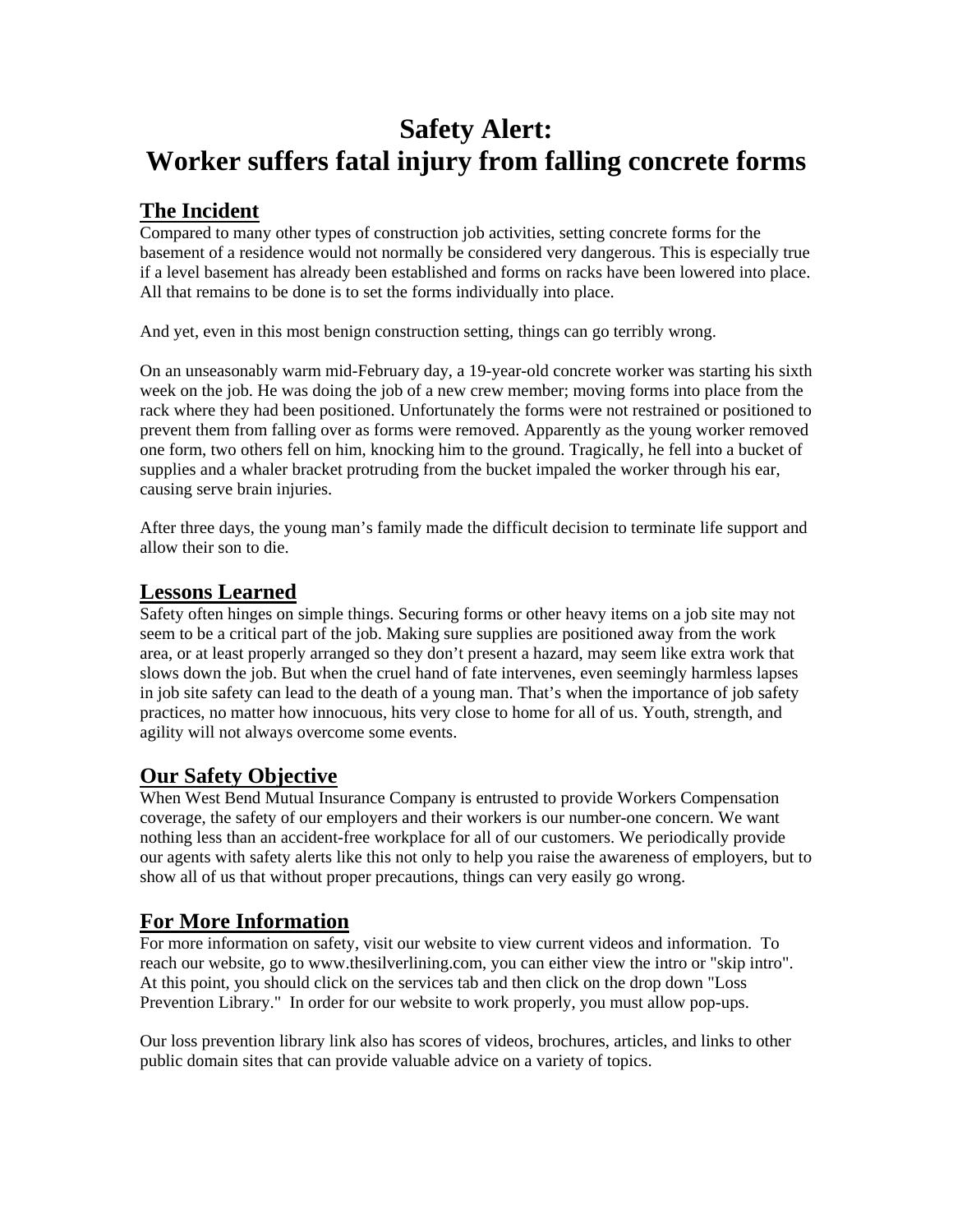# Safety Alert:
# Worker suffers fatal injury from falling concrete forms

## The Incident

Compared to many other types of construction job activities, setting concrete forms for the basement of a residence would not normally be considered very dangerous. This is especially true if a level basement has already been established and forms on racks have been lowered into place. All that remains to be done is to set the forms individually into place.

And yet, even in this most benign construction setting, things can go terribly wrong.

On an unseasonably warm mid-February day, a 19-year-old concrete worker was starting his sixth week on the job. He was doing the job of a new crew member; moving forms into place from the rack where they had been positioned. Unfortunately the forms were not restrained or positioned to prevent them from falling over as forms were removed. Apparently as the young worker removed one form, two others fell on him, knocking him to the ground. Tragically, he fell into a bucket of supplies and a whaler bracket protruding from the bucket impaled the worker through his ear, causing serve brain injuries.

After three days, the young man's family made the difficult decision to terminate life support and allow their son to die.

## Lessons Learned

Safety often hinges on simple things. Securing forms or other heavy items on a job site may not seem to be a critical part of the job. Making sure supplies are positioned away from the work area, or at least properly arranged so they don't present a hazard, may seem like extra work that slows down the job. But when the cruel hand of fate intervenes, even seemingly harmless lapses in job site safety can lead to the death of a young man. That's when the importance of job safety practices, no matter how innocuous, hits very close to home for all of us. Youth, strength, and agility will not always overcome some events.

## Our Safety Objective

When West Bend Mutual Insurance Company is entrusted to provide Workers Compensation coverage, the safety of our employers and their workers is our number-one concern. We want nothing less than an accident-free workplace for all of our customers. We periodically provide our agents with safety alerts like this not only to help you raise the awareness of employers, but to show all of us that without proper precautions, things can very easily go wrong.

## For More Information

For more information on safety, visit our website to view current videos and information. To reach our website, go to www.thesilverlining.com, you can either view the intro or "skip intro". At this point, you should click on the services tab and then click on the drop down "Loss Prevention Library." In order for our website to work properly, you must allow pop-ups.

Our loss prevention library link also has scores of videos, brochures, articles, and links to other public domain sites that can provide valuable advice on a variety of topics.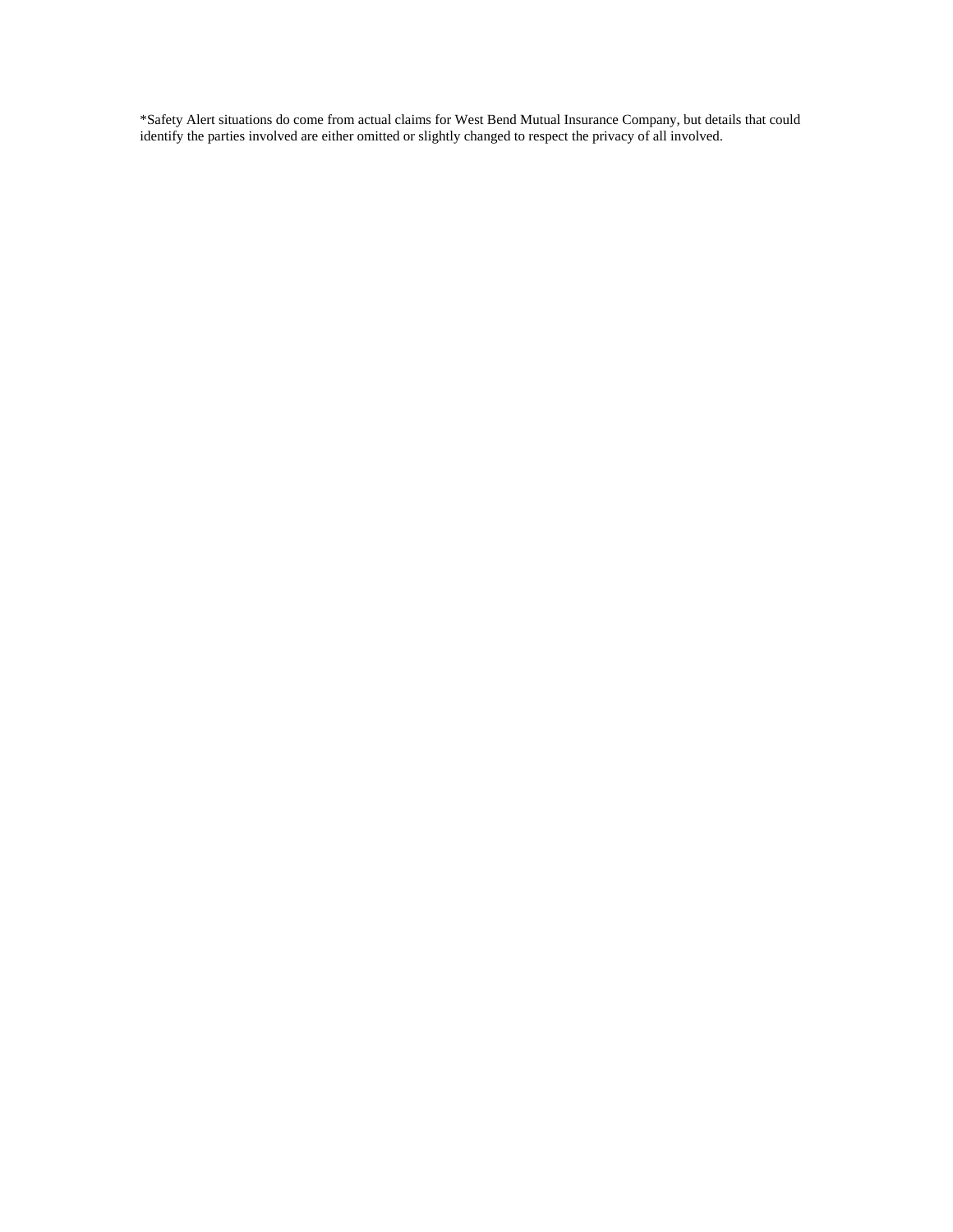*Safety Alert situations do come from actual claims for West Bend Mutual Insurance Company, but details that could identify the parties involved are either omitted or slightly changed to respect the privacy of all involved.